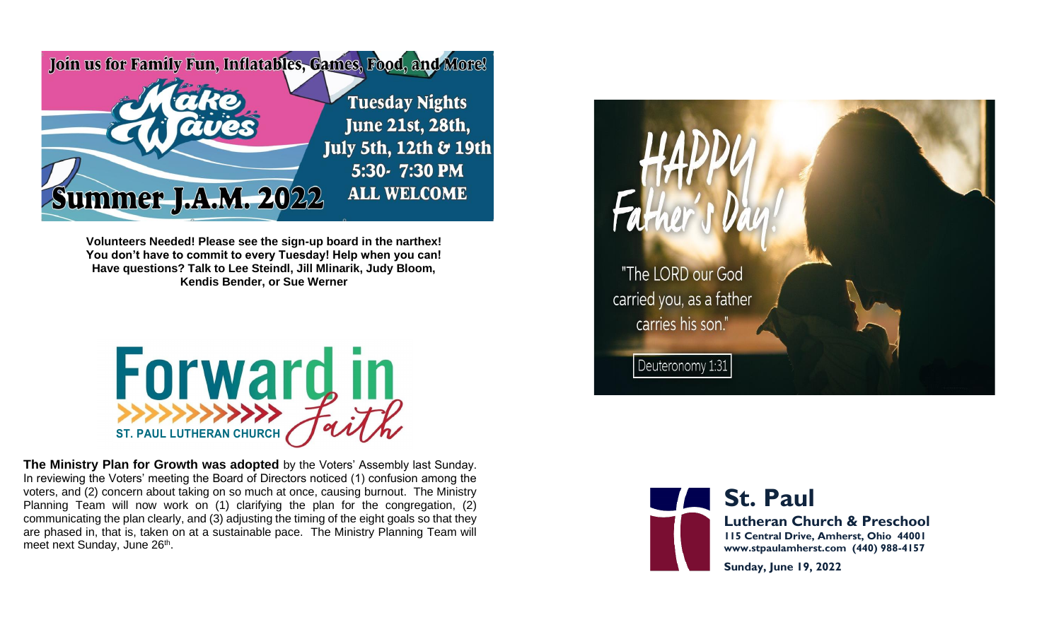Join us for Family Fun, Inflatables, Games, Food, and More!

# Make Waves

# Summer J.A.M. 2022

**Tuesday Nights**
**June 21st, 28th, July 5th, 12th & 19th**
**5:30- 7:30 PM**
**ALL WELCOME**

**Volunteers Needed! Please see the sign-up board in the narthex! You don't have to commit to every Tuesday! Help when you can! Have questions? Talk to Lee Steindl, Jill Mlinarik, Judy Bloom, Kendis Bender, or Sue Werner**

# Forward in Faith

ST. PAUL LUTHERAN CHURCH

**The Ministry Plan for Growth was adopted** by the Voters' Assembly last Sunday. In reviewing the Voters' meeting the Board of Directors noticed (1) confusion among the voters, and (2) concern about taking on so much at once, causing burnout. The Ministry Planning Team will now work on (1) clarifying the plan for the congregation, (2) communicating the plan clearly, and (3) adjusting the timing of the eight goals so that they are phased in, that is, taken on at a sustainable pace. The Ministry Planning Team will meet next Sunday, June 26th.

# HAPPY Father's Day!

"The LORD our God carried you, as a father carries his son."

Deuteronomy 1:31

# St. Paul

**Lutheran Church & Preschool**
**115 Central Drive, Amherst, Ohio 44001**
**www.stpaulamherst.com (440) 988-4157**

**Sunday, June 19, 2022**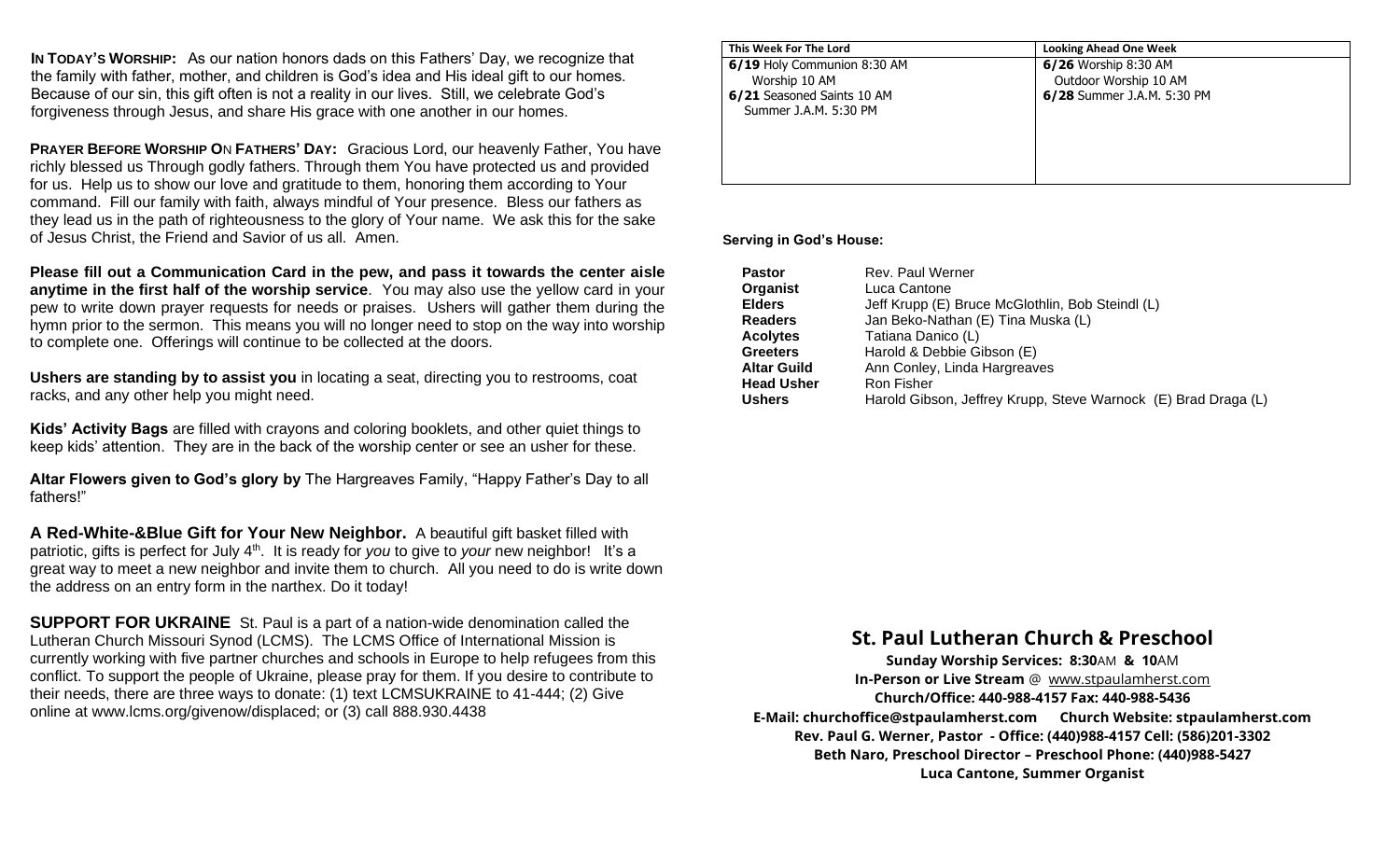**IN TODAY'S WORSHIP:** As our nation honors dads on this Fathers' Day, we recognize that the family with father, mother, and children is God's idea and His ideal gift to our homes. Because of our sin, this gift often is not a reality in our lives. Still, we celebrate God's forgiveness through Jesus, and share His grace with one another in our homes.

**PRAYER BEFORE WORSHIP ON FATHERS' DAY:** Gracious Lord, our heavenly Father, You have richly blessed us Through godly fathers. Through them You have protected us and provided for us. Help us to show our love and gratitude to them, honoring them according to Your command. Fill our family with faith, always mindful of Your presence. Bless our fathers as they lead us in the path of righteousness to the glory of Your name. We ask this for the sake of Jesus Christ, the Friend and Savior of us all. Amen.

**Please fill out a Communication Card in the pew, and pass it towards the center aisle anytime in the first half of the worship service**. You may also use the yellow card in your pew to write down prayer requests for needs or praises. Ushers will gather them during the hymn prior to the sermon. This means you will no longer need to stop on the way into worship to complete one. Offerings will continue to be collected at the doors.

**Ushers are standing by to assist you** in locating a seat, directing you to restrooms, coat racks, and any other help you might need.

**Kids' Activity Bags** are filled with crayons and coloring booklets, and other quiet things to keep kids' attention. They are in the back of the worship center or see an usher for these.

**Altar Flowers given to God's glory by** The Hargreaves Family, "Happy Father's Day to all fathers!"

**A Red-White-&Blue Gift for Your New Neighbor.** A beautiful gift basket filled with patriotic, gifts is perfect for July 4th. It is ready for *you* to give to *your* new neighbor! It's a great way to meet a new neighbor and invite them to church. All you need to do is write down the address on an entry form in the narthex. Do it today!

**SUPPORT FOR UKRAINE** St. Paul is a part of a nation-wide denomination called the Lutheran Church Missouri Synod (LCMS). The LCMS Office of International Mission is currently working with five partner churches and schools in Europe to help refugees from this conflict. To support the people of Ukraine, please pray for them. If you desire to contribute to their needs, there are three ways to donate: (1) text LCMSUKRAINE to 41-444; (2) Give online at www.lcms.org/givenow/displaced; or (3) call 888.930.4438

| This Week For The Lord | Looking Ahead One Week |
|---|---|
| **6/19** Holy Communion 8:30 AM<br>Worship 10 AM<br>**6/21** Seasoned Saints 10 AM<br>Summer J.A.M. 5:30 PM | **6/26** Worship 8:30 AM<br>Outdoor Worship 10 AM<br>**6/28** Summer J.A.M. 5:30 PM |

**Serving in God's House:**

| | |
|---|---|
| **Pastor** | Rev. Paul Werner |
| **Organist** | Luca Cantone |
| **Elders** | Jeff Krupp (E) Bruce McGlothlin, Bob Steindl (L) |
| **Readers** | Jan Beko-Nathan (E) Tina Muska (L) |
| **Acolytes** | Tatiana Danico (L) |
| **Greeters** | Harold & Debbie Gibson (E) |
| **Altar Guild** | Ann Conley, Linda Hargreaves |
| **Head Usher** | Ron Fisher |
| **Ushers** | Harold Gibson, Jeffrey Krupp, Steve Warnock (E) Brad Draga (L) |

## St. Paul Lutheran Church & Preschool

**Sunday Worship Services: 8:30AM & 10AM**
**In-Person or Live Stream** @ www.stpaulamherst.com
**Church/Office: 440-988-4157 Fax: 440-988-5436**
**E-Mail: churchoffice@stpaulamherst.com Church Website: stpaulamherst.com**
**Rev. Paul G. Werner, Pastor - Office: (440)988-4157 Cell: (586)201-3302**
**Beth Naro, Preschool Director – Preschool Phone: (440)988-5427**
**Luca Cantone, Summer Organist**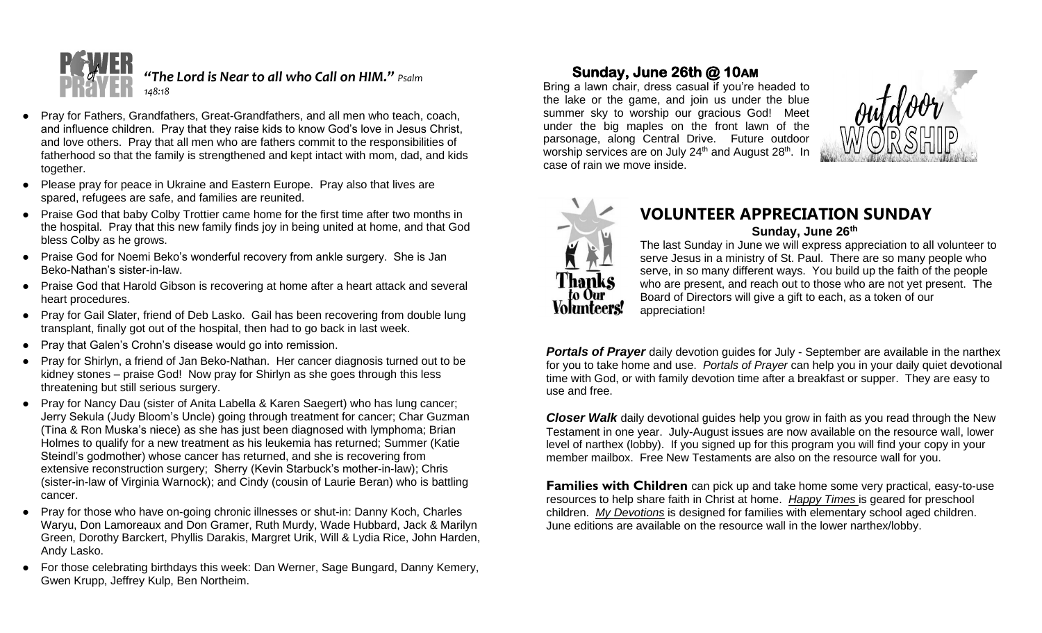## POWER of PRAYER

***"The Lord is Near to all who Call on HIM."*** *Psalm 148:18*

- Pray for Fathers, Grandfathers, Great-Grandfathers, and all men who teach, coach, and influence children. Pray that they raise kids to know God's love in Jesus Christ, and love others. Pray that all men who are fathers commit to the responsibilities of fatherhood so that the family is strengthened and kept intact with mom, dad, and kids together.
- Please pray for peace in Ukraine and Eastern Europe. Pray also that lives are spared, refugees are safe, and families are reunited.
- Praise God that baby Colby Trottier came home for the first time after two months in the hospital. Pray that this new family finds joy in being united at home, and that God bless Colby as he grows.
- Praise God for Noemi Beko's wonderful recovery from ankle surgery. She is Jan Beko-Nathan's sister-in-law.
- Praise God that Harold Gibson is recovering at home after a heart attack and several heart procedures.
- Pray for Gail Slater, friend of Deb Lasko. Gail has been recovering from double lung transplant, finally got out of the hospital, then had to go back in last week.
- Pray that Galen's Crohn's disease would go into remission.
- Pray for Shirlyn, a friend of Jan Beko-Nathan. Her cancer diagnosis turned out to be kidney stones – praise God! Now pray for Shirlyn as she goes through this less threatening but still serious surgery.
- Pray for Nancy Dau (sister of Anita Labella & Karen Saegert) who has lung cancer; Jerry Sekula (Judy Bloom's Uncle) going through treatment for cancer; Char Guzman (Tina & Ron Muska's niece) as she has just been diagnosed with lymphoma; Brian Holmes to qualify for a new treatment as his leukemia has returned; Summer (Katie Steindl's godmother) whose cancer has returned, and she is recovering from extensive reconstruction surgery; Sherry (Kevin Starbuck's mother-in-law); Chris (sister-in-law of Virginia Warnock); and Cindy (cousin of Laurie Beran) who is battling cancer.
- Pray for those who have on-going chronic illnesses or shut-in: Danny Koch, Charles Waryu, Don Lamoreaux and Don Gramer, Ruth Murdy, Wade Hubbard, Jack & Marilyn Green, Dorothy Barckert, Phyllis Darakis, Margret Urik, Will & Lydia Rice, John Harden, Andy Lasko.
- For those celebrating birthdays this week: Dan Werner, Sage Bungard, Danny Kemery, Gwen Krupp, Jeffrey Kulp, Ben Northeim.

## Sunday, June 26th @ 10AM

Bring a lawn chair, dress casual if you're headed to the lake or the game, and join us under the blue summer sky to worship our gracious God! Meet under the big maples on the front lawn of the parsonage, along Central Drive. Future outdoor worship services are on July 24th and August 28th. In case of rain we move inside.

outdoor WORSHIP

Thanks to Our Volunteers!

## VOLUNTEER APPRECIATION SUNDAY

**Sunday, June 26th**

The last Sunday in June we will express appreciation to all volunteer to serve Jesus in a ministry of St. Paul. There are so many people who serve, in so many different ways. You build up the faith of the people who are present, and reach out to those who are not yet present. The Board of Directors will give a gift to each, as a token of our appreciation!

***Portals of Prayer*** daily devotion guides for July - September are available in the narthex for you to take home and use. *Portals of Prayer* can help you in your daily quiet devotional time with God, or with family devotion time after a breakfast or supper. They are easy to use and free.

***Closer Walk*** daily devotional guides help you grow in faith as you read through the New Testament in one year. July-August issues are now available on the resource wall, lower level of narthex (lobby). If you signed up for this program you will find your copy in your member mailbox. Free New Testaments are also on the resource wall for you.

**Families with Children** can pick up and take home some very practical, easy-to-use resources to help share faith in Christ at home. *Happy Times* is geared for preschool children. *My Devotions* is designed for families with elementary school aged children. June editions are available on the resource wall in the lower narthex/lobby.